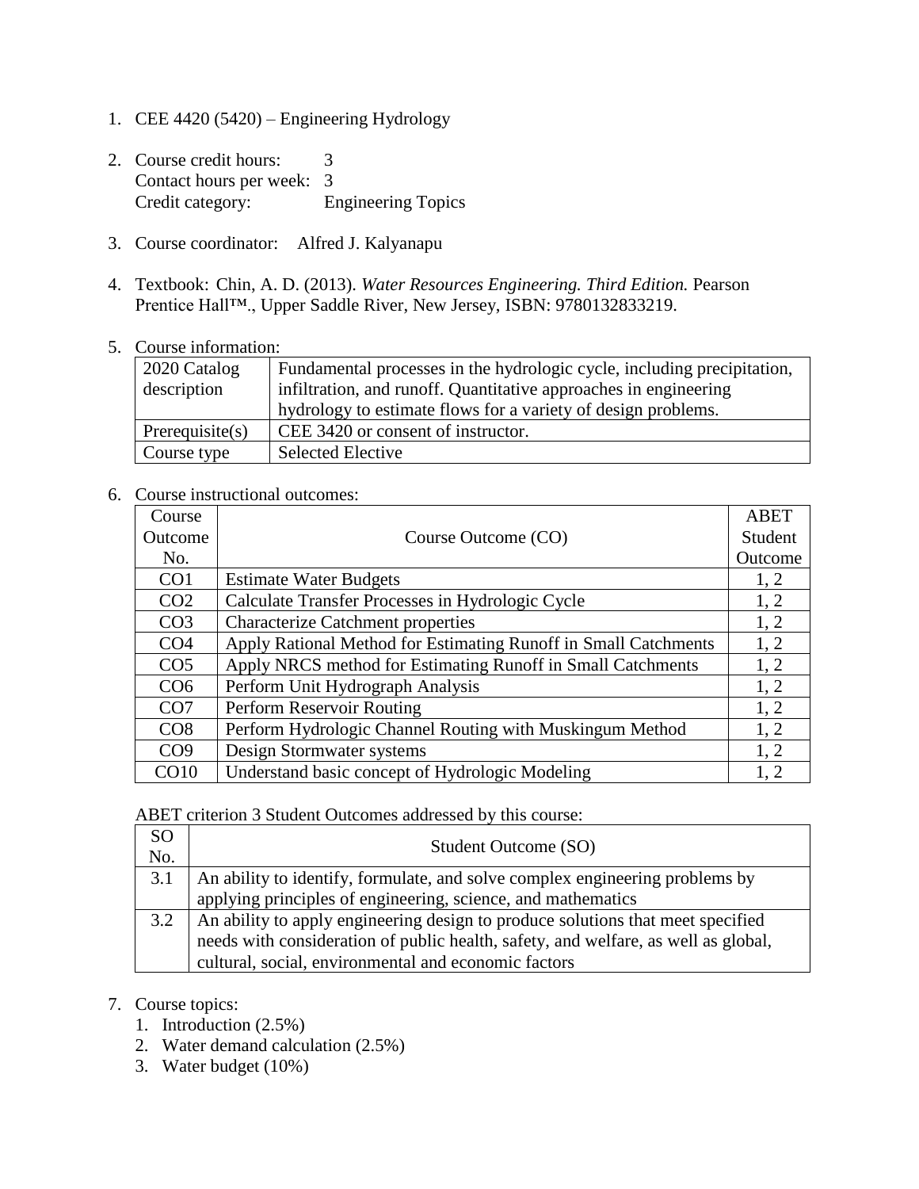1. CEE 4420 (5420) – Engineering Hydrology

2. Course credit hours: 3
   Contact hours per week: 3
   Credit category: Engineering Topics

3. Course coordinator: Alfred J. Kalyanapu

4. Textbook: Chin, A. D. (2013). *Water Resources Engineering. Third Edition.* Pearson Prentice Hall™., Upper Saddle River, New Jersey, ISBN: 9780132833219.

5. Course information:

| 2020 Catalog description | Fundamental processes in the hydrologic cycle, including precipitation, infiltration, and runoff. Quantitative approaches in engineering hydrology to estimate flows for a variety of design problems. |
|---|---|
| Prerequisite(s) | CEE 3420 or consent of instructor. |
| Course type | Selected Elective |

6. Course instructional outcomes:

| Course Outcome No. | Course Outcome (CO) | ABET Student Outcome |
|---|---|---|
| CO1 | Estimate Water Budgets | 1, 2 |
| CO2 | Calculate Transfer Processes in Hydrologic Cycle | 1, 2 |
| CO3 | Characterize Catchment properties | 1, 2 |
| CO4 | Apply Rational Method for Estimating Runoff in Small Catchments | 1, 2 |
| CO5 | Apply NRCS method for Estimating Runoff in Small Catchments | 1, 2 |
| CO6 | Perform Unit Hydrograph Analysis | 1, 2 |
| CO7 | Perform Reservoir Routing | 1, 2 |
| CO8 | Perform Hydrologic Channel Routing with Muskingum Method | 1, 2 |
| CO9 | Design Stormwater systems | 1, 2 |
| CO10 | Understand basic concept of Hydrologic Modeling | 1, 2 |

ABET criterion 3 Student Outcomes addressed by this course:

| SO No. | Student Outcome (SO) |
|---|---|
| 3.1 | An ability to identify, formulate, and solve complex engineering problems by applying principles of engineering, science, and mathematics |
| 3.2 | An ability to apply engineering design to produce solutions that meet specified needs with consideration of public health, safety, and welfare, as well as global, cultural, social, environmental and economic factors |

7. Course topics:
   1. Introduction (2.5%)
   2. Water demand calculation (2.5%)
   3. Water budget (10%)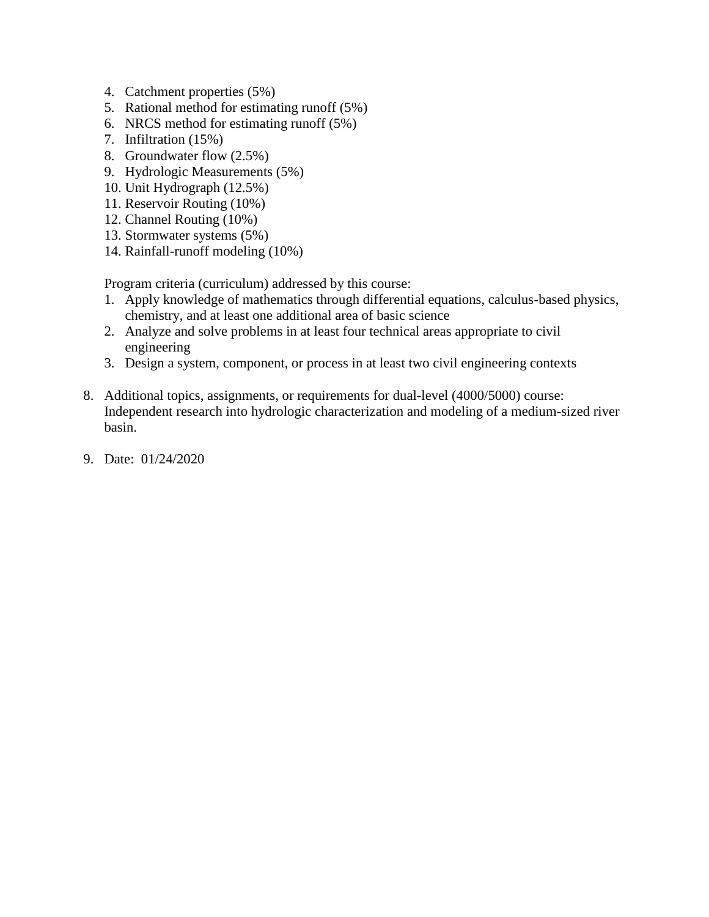4. Catchment properties (5%)
5. Rational method for estimating runoff (5%)
6. NRCS method for estimating runoff (5%)
7. Infiltration (15%)
8. Groundwater flow (2.5%)
9. Hydrologic Measurements (5%)
10. Unit Hydrograph (12.5%)
11. Reservoir Routing (10%)
12. Channel Routing (10%)
13. Stormwater systems (5%)
14. Rainfall-runoff modeling (10%)

Program criteria (curriculum) addressed by this course:

1. Apply knowledge of mathematics through differential equations, calculus-based physics, chemistry, and at least one additional area of basic science
2. Analyze and solve problems in at least four technical areas appropriate to civil engineering
3. Design a system, component, or process in at least two civil engineering contexts

8. Additional topics, assignments, or requirements for dual-level (4000/5000) course: Independent research into hydrologic characterization and modeling of a medium-sized river basin.

9. Date: 01/24/2020